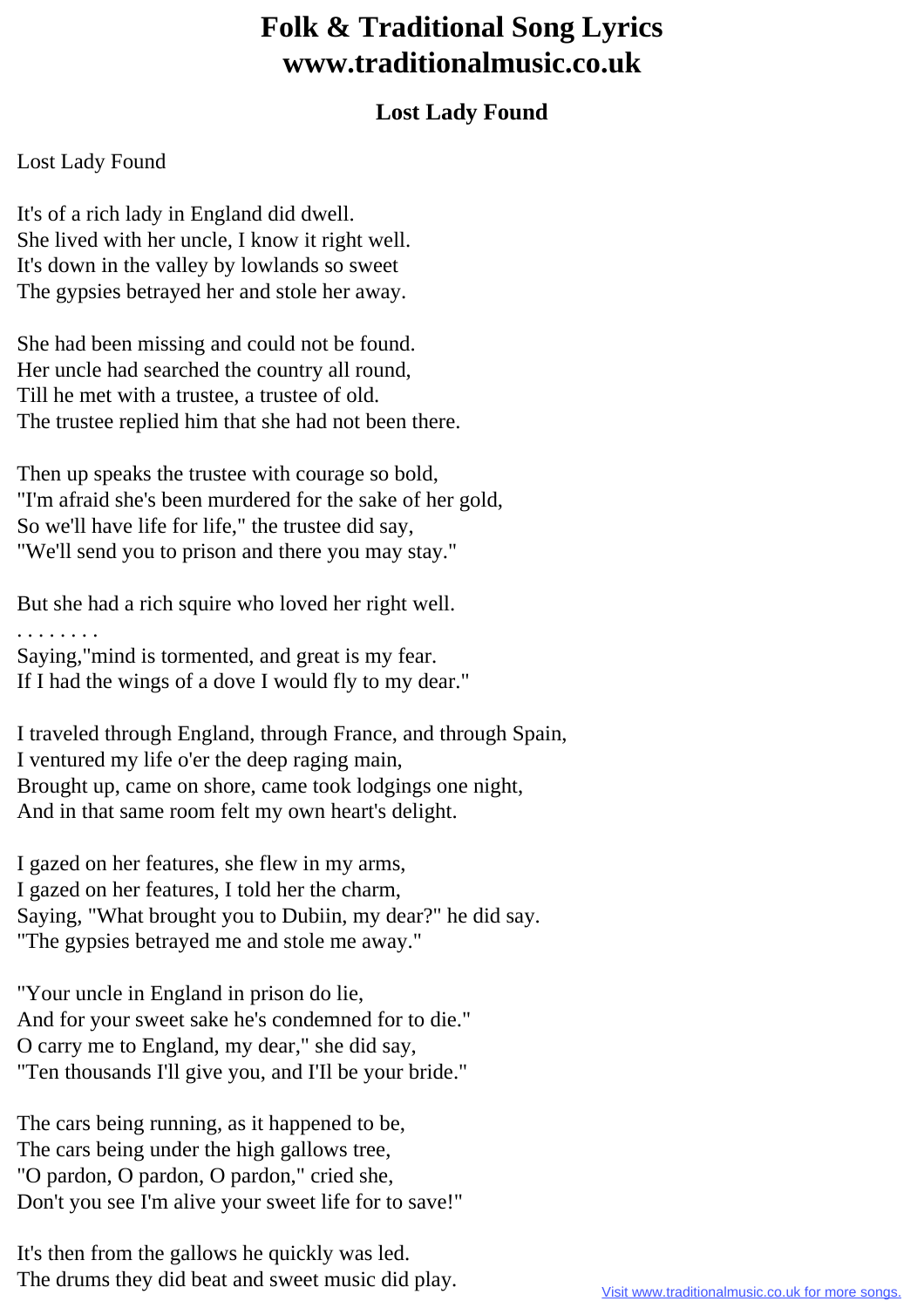# Folk & Traditional Song Lyrics
# www.traditionalmusic.co.uk

## Lost Lady Found

Lost Lady Found

It's of a rich lady in England did dwell.
She lived with her uncle, I know it right well.
It's down in the valley by lowlands so sweet
The gypsies betrayed her and stole her away.

She had been missing and could not be found.
Her uncle had searched the country all round,
Till he met with a trustee, a trustee of old.
The trustee replied him that she had not been there.

Then up speaks the trustee with courage so bold,
"I'm afraid she's been murdered for the sake of her gold,
So we'll have life for life," the trustee did say,
"We'll send you to prison and there you may stay."

But she had a rich squire who loved her right well.
. . . . . . . .
Saying,"mind is tormented, and great is my fear.
If I had the wings of a dove I would fly to my dear."

I traveled through England, through France, and through Spain,
I ventured my life o'er the deep raging main,
Brought up, came on shore, came took lodgings one night,
And in that same room felt my own heart's delight.

I gazed on her features, she flew in my arms,
I gazed on her features, I told her the charm,
Saying, "What brought you to Dubiin, my dear?" he did say.
"The gypsies betrayed me and stole me away."

"Your uncle in England in prison do lie,
And for your sweet sake he's condemned for to die."
O carry me to England, my dear," she did say,
"Ten thousands I'll give you, and I'll be your bride."

The cars being running, as it happened to be,
The cars being under the high gallows tree,
"O pardon, O pardon, O pardon," cried she,
Don't you see I'm alive your sweet life for to save!"

It's then from the gallows he quickly was led.
The drums they did beat and sweet music did play.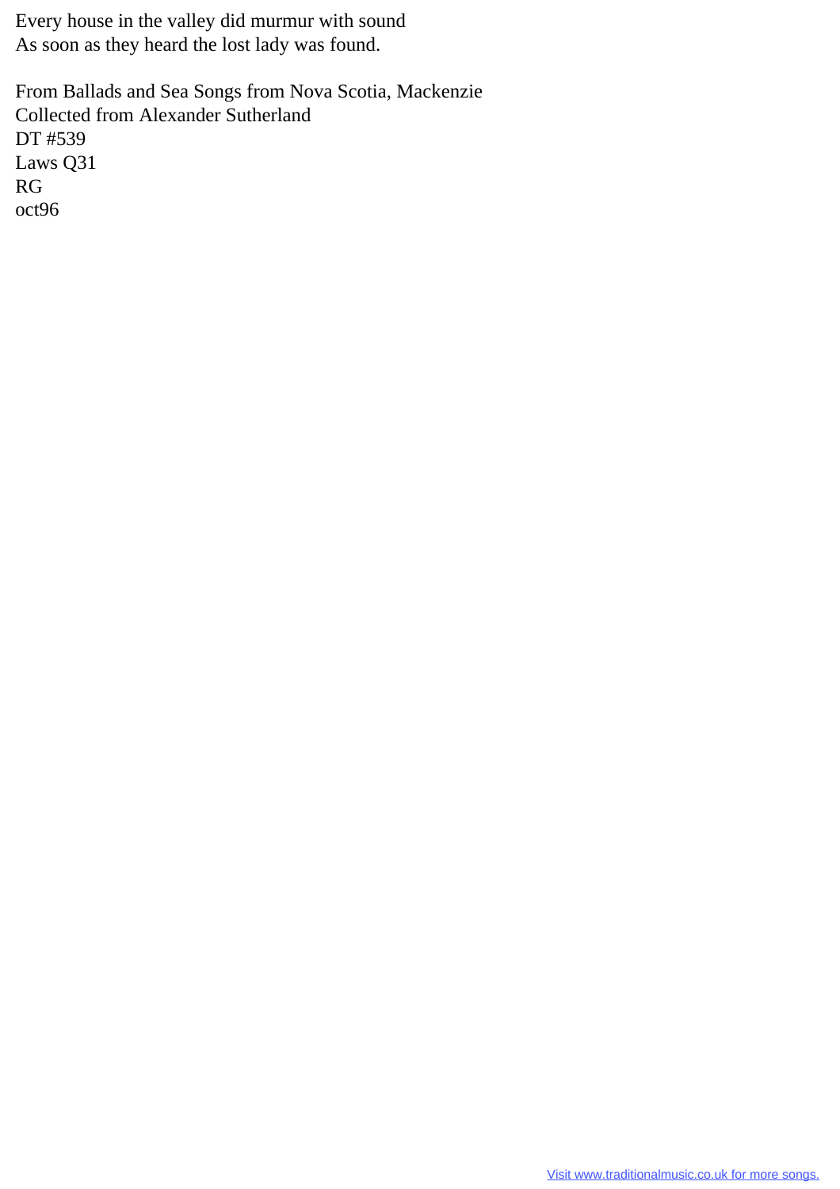Every house in the valley did murmur with sound
As soon as they heard the lost lady was found.

From Ballads and Sea Songs from Nova Scotia, Mackenzie
Collected from Alexander Sutherland
DT #539
Laws Q31
RG
oct96